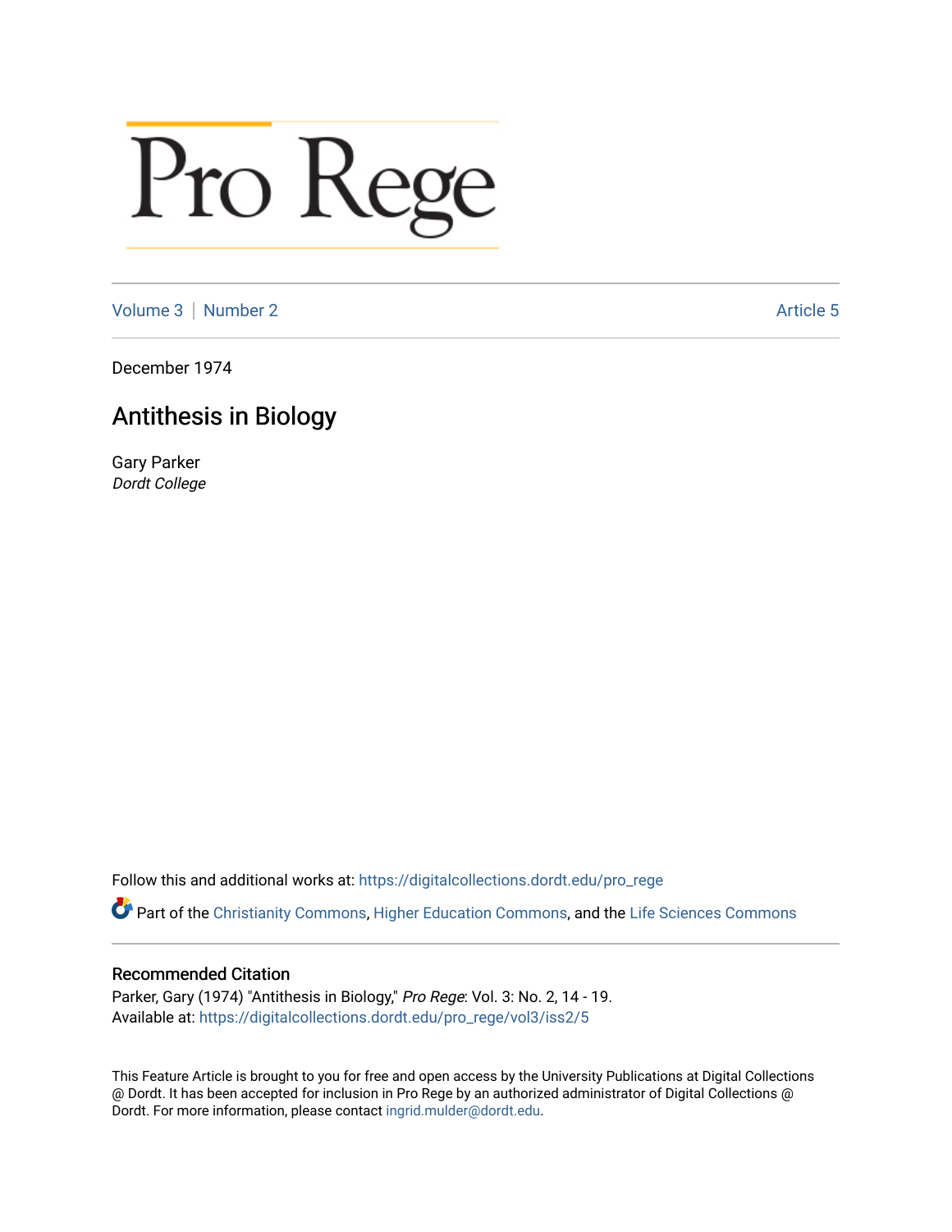# Pro Rege

Volume 3 | Number 2 Article 5

December 1974

## Antithesis in Biology

Gary Parker
*Dordt College*

Follow this and additional works at: https://digitalcollections.dordt.edu/pro_rege

Part of the Christianity Commons, Higher Education Commons, and the Life Sciences Commons

### Recommended Citation

Parker, Gary (1974) "Antithesis in Biology," *Pro Rege*: Vol. 3: No. 2, 14 - 19.
Available at: https://digitalcollections.dordt.edu/pro_rege/vol3/iss2/5

This Feature Article is brought to you for free and open access by the University Publications at Digital Collections @ Dordt. It has been accepted for inclusion in Pro Rege by an authorized administrator of Digital Collections @ Dordt. For more information, please contact ingrid.mulder@dordt.edu.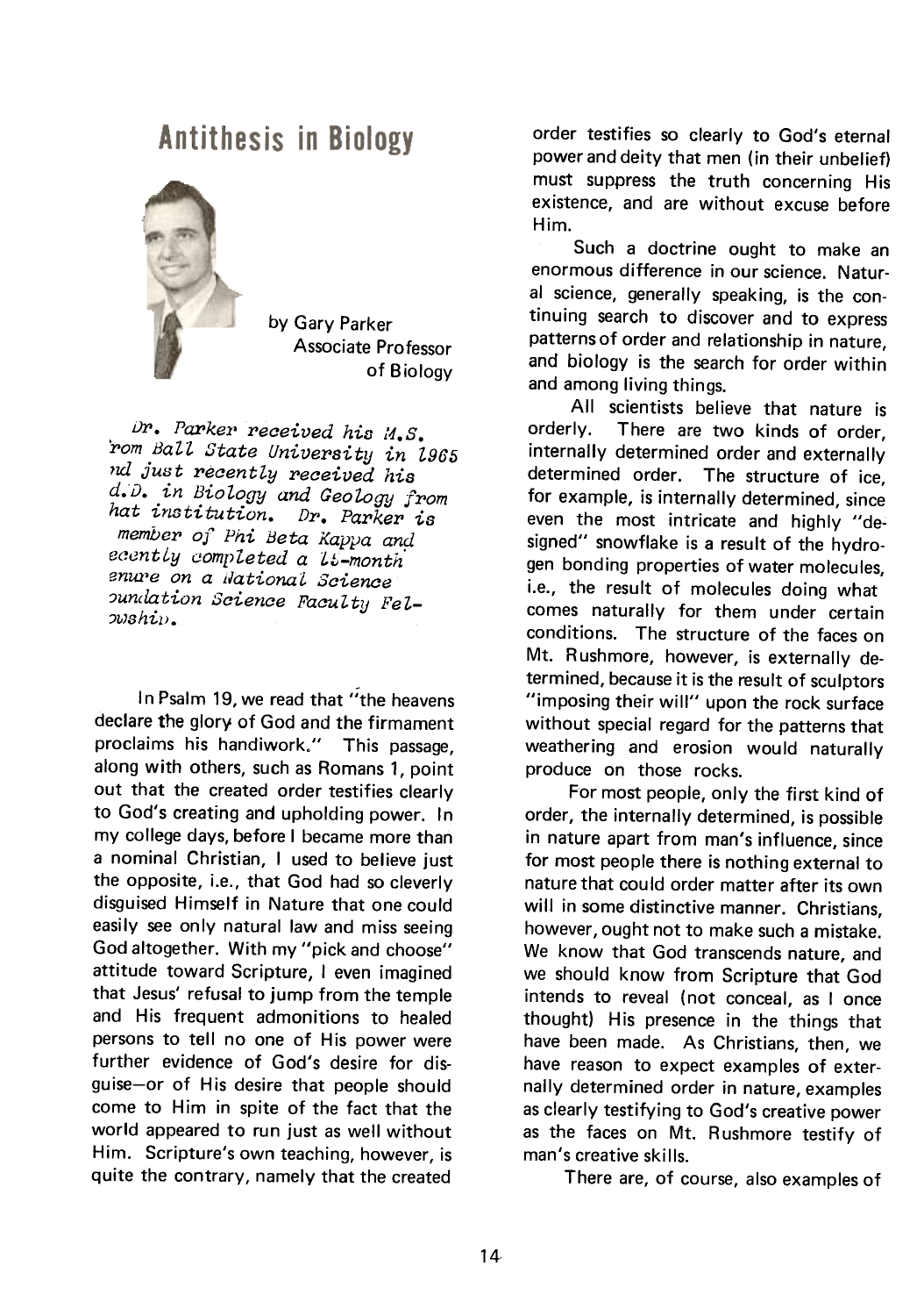# Antithesis in Biology

by Gary Parker
Associate Professor
of Biology

*Dr. Parker received his M.S. rom Ball State University in 1965 nd just recently received his d.D. in Biology and Geology from hat institution. Dr. Parker is member of Phi Beta Kappa and ecently completed a 14-month enure on a National Science oundation Science Faculty Fellowship.*

In Psalm 19, we read that "the heavens declare the glory of God and the firmament proclaims his handiwork." This passage, along with others, such as Romans 1, point out that the created order testifies clearly to God's creating and upholding power. In my college days, before I became more than a nominal Christian, I used to believe just the opposite, i.e., that God had so cleverly disguised Himself in Nature that one could easily see only natural law and miss seeing God altogether. With my "pick and choose" attitude toward Scripture, I even imagined that Jesus' refusal to jump from the temple and His frequent admonitions to healed persons to tell no one of His power were further evidence of God's desire for disguise—or of His desire that people should come to Him in spite of the fact that the world appeared to run just as well without Him. Scripture's own teaching, however, is quite the contrary, namely that the created order testifies so clearly to God's eternal power and deity that men (in their unbelief) must suppress the truth concerning His existence, and are without excuse before Him.

Such a doctrine ought to make an enormous difference in our science. Natural science, generally speaking, is the continuing search to discover and to express patterns of order and relationship in nature, and biology is the search for order within and among living things.

All scientists believe that nature is orderly. There are two kinds of order, internally determined order and externally determined order. The structure of ice, for example, is internally determined, since even the most intricate and highly "designed" snowflake is a result of the hydrogen bonding properties of water molecules, i.e., the result of molecules doing what comes naturally for them under certain conditions. The structure of the faces on Mt. Rushmore, however, is externally determined, because it is the result of sculptors "imposing their will" upon the rock surface without special regard for the patterns that weathering and erosion would naturally produce on those rocks.

For most people, only the first kind of order, the internally determined, is possible in nature apart from man's influence, since for most people there is nothing external to nature that could order matter after its own will in some distinctive manner. Christians, however, ought not to make such a mistake. We know that God transcends nature, and we should know from Scripture that God intends to reveal (not conceal, as I once thought) His presence in the things that have been made. As Christians, then, we have reason to expect examples of externally determined order in nature, examples as clearly testifying to God's creative power as the faces on Mt. Rushmore testify of man's creative skills.

There are, of course, also examples of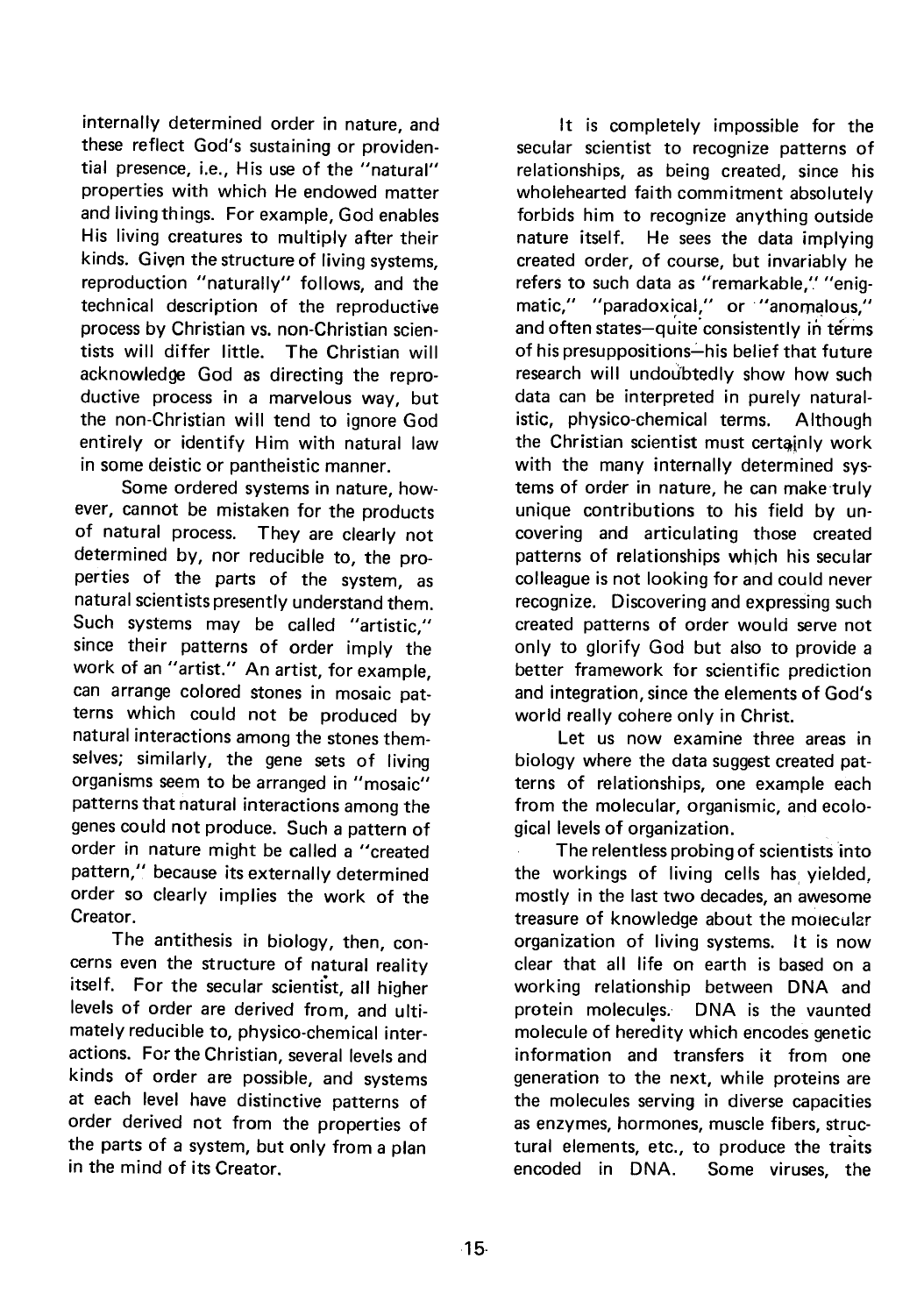internally determined order in nature, and these reflect God's sustaining or providential presence, i.e., His use of the "natural" properties with which He endowed matter and living things. For example, God enables His living creatures to multiply after their kinds. Given the structure of living systems, reproduction "naturally" follows, and the technical description of the reproductive process by Christian vs. non-Christian scientists will differ little. The Christian will acknowledge God as directing the reproductive process in a marvelous way, but the non-Christian will tend to ignore God entirely or identify Him with natural law in some deistic or pantheistic manner.

Some ordered systems in nature, however, cannot be mistaken for the products of natural process. They are clearly not determined by, nor reducible to, the properties of the parts of the system, as natural scientists presently understand them. Such systems may be called "artistic," since their patterns of order imply the work of an "artist." An artist, for example, can arrange colored stones in mosaic patterns which could not be produced by natural interactions among the stones themselves; similarly, the gene sets of living organisms seem to be arranged in "mosaic" patterns that natural interactions among the genes could not produce. Such a pattern of order in nature might be called a "created pattern," because its externally determined order so clearly implies the work of the Creator.

The antithesis in biology, then, concerns even the structure of natural reality itself. For the secular scientist, all higher levels of order are derived from, and ultimately reducible to, physico-chemical interactions. For the Christian, several levels and kinds of order are possible, and systems at each level have distinctive patterns of order derived not from the properties of the parts of a system, but only from a plan in the mind of its Creator.

It is completely impossible for the secular scientist to recognize patterns of relationships, as being created, since his wholehearted faith commitment absolutely forbids him to recognize anything outside nature itself. He sees the data implying created order, of course, but invariably he refers to such data as "remarkable," "enigmatic," "paradoxical," or "anomalous," and often states—quite consistently in terms of his presuppositions—his belief that future research will undoubtedly show how such data can be interpreted in purely naturalistic, physico-chemical terms. Although the Christian scientist must certainly work with the many internally determined systems of order in nature, he can make truly unique contributions to his field by uncovering and articulating those created patterns of relationships which his secular colleague is not looking for and could never recognize. Discovering and expressing such created patterns of order would serve not only to glorify God but also to provide a better framework for scientific prediction and integration, since the elements of God's world really cohere only in Christ.

Let us now examine three areas in biology where the data suggest created patterns of relationships, one example each from the molecular, organismic, and ecological levels of organization.

The relentless probing of scientists into the workings of living cells has yielded, mostly in the last two decades, an awesome treasure of knowledge about the molecular organization of living systems. It is now clear that all life on earth is based on a working relationship between DNA and protein molecules. DNA is the vaunted molecule of heredity which encodes genetic information and transfers it from one generation to the next, while proteins are the molecules serving in diverse capacities as enzymes, hormones, muscle fibers, structural elements, etc., to produce the traits encoded in DNA. Some viruses, the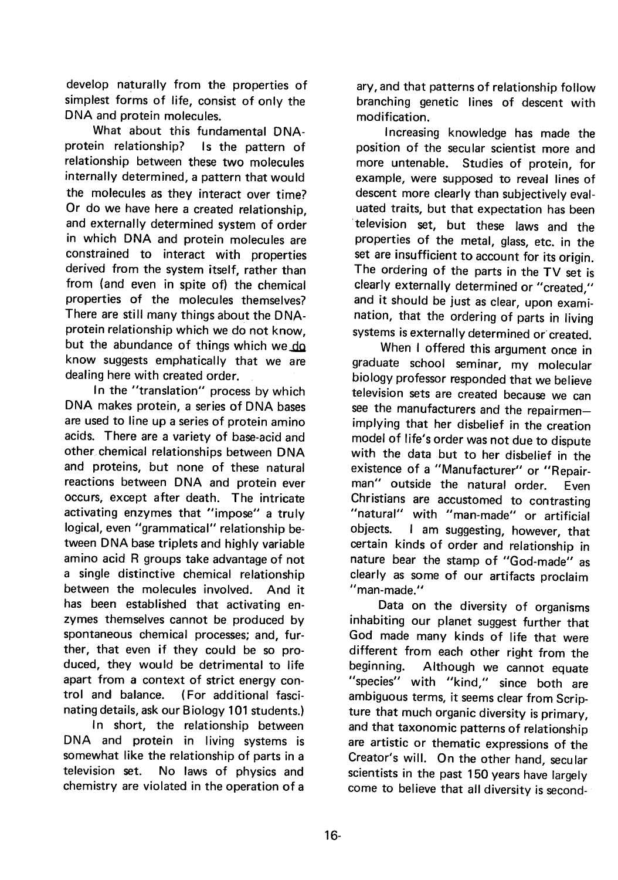develop naturally from the properties of simplest forms of life, consist of only the DNA and protein molecules.

What about this fundamental DNA-protein relationship? Is the pattern of relationship between these two molecules internally determined, a pattern that would the molecules as they interact over time? Or do we have here a created relationship, and externally determined system of order in which DNA and protein molecules are constrained to interact with properties derived from the system itself, rather than from (and even in spite of) the chemical properties of the molecules themselves? There are still many things about the DNA-protein relationship which we do not know, but the abundance of things which we do know suggests emphatically that we are dealing here with created order.

In the "translation" process by which DNA makes protein, a series of DNA bases are used to line up a series of protein amino acids. There are a variety of base-acid and other chemical relationships between DNA and proteins, but none of these natural reactions between DNA and protein ever occurs, except after death. The intricate activating enzymes that "impose" a truly logical, even "grammatical" relationship between DNA base triplets and highly variable amino acid R groups take advantage of not a single distinctive chemical relationship between the molecules involved. And it has been established that activating enzymes themselves cannot be produced by spontaneous chemical processes; and, further, that even if they could be so produced, they would be detrimental to life apart from a context of strict energy control and balance. (For additional fascinating details, ask our Biology 101 students.)

In short, the relationship between DNA and protein in living systems is somewhat like the relationship of parts in a television set. No laws of physics and chemistry are violated in the operation of a television set, but these laws and the properties of the metal, glass, etc. in the set are insufficient to account for its origin. The ordering of the parts in the TV set is clearly externally determined or "created," and it should be just as clear, upon examination, that the ordering of parts in living systems is externally determined or created.

When I offered this argument once in graduate school seminar, my molecular biology professor responded that we believe television sets are created because we can see the manufacturers and the repairmen—implying that her disbelief in the creation model of life's order was not due to dispute with the data but to her disbelief in the existence of a "Manufacturer" or "Repairman" outside the natural order. Even Christians are accustomed to contrasting "natural" with "man-made" or artificial objects. I am suggesting, however, that certain kinds of order and relationship in nature bear the stamp of "God-made" as clearly as some of our artifacts proclaim "man-made."

Data on the diversity of organisms inhabiting our planet suggest further that God made many kinds of life that were different from each other right from the beginning. Although we cannot equate "species" with "kind," since both are ambiguous terms, it seems clear from Scripture that much organic diversity is primary, and that taxonomic patterns of relationship are artistic or thematic expressions of the Creator's will. On the other hand, secular scientists in the past 150 years have largely come to believe that all diversity is secondary, and that patterns of relationship follow branching genetic lines of descent with modification.

Increasing knowledge has made the position of the secular scientist more and more untenable. Studies of protein, for example, were supposed to reveal lines of descent more clearly than subjectively evaluated traits, but that expectation has been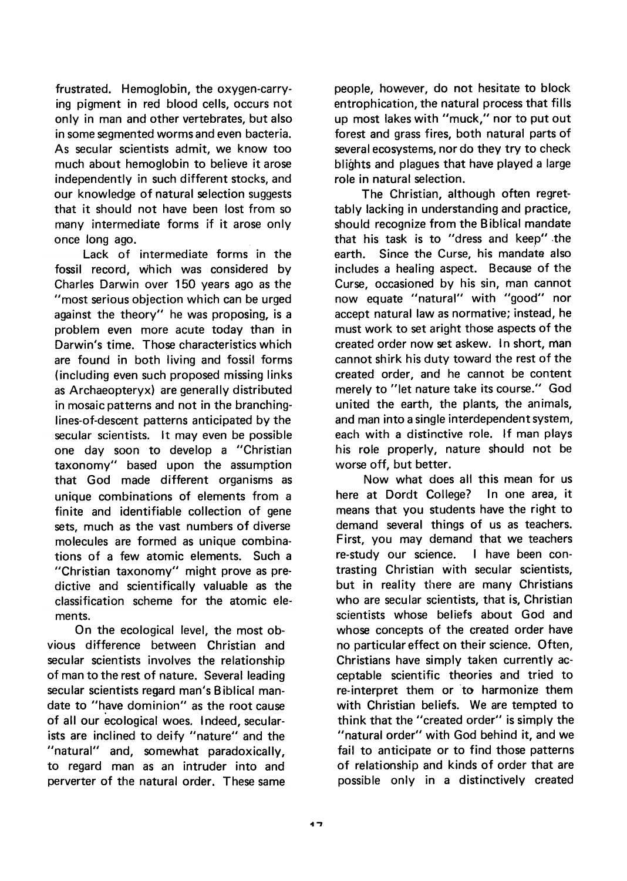frustrated. Hemoglobin, the oxygen-carrying pigment in red blood cells, occurs not only in man and other vertebrates, but also in some segmented worms and even bacteria. As secular scientists admit, we know too much about hemoglobin to believe it arose independently in such different stocks, and our knowledge of natural selection suggests that it should not have been lost from so many intermediate forms if it arose only once long ago.

Lack of intermediate forms in the fossil record, which was considered by Charles Darwin over 150 years ago as the "most serious objection which can be urged against the theory" he was proposing, is a problem even more acute today than in Darwin's time. Those characteristics which are found in both living and fossil forms (including even such proposed missing links as Archaeopteryx) are generally distributed in mosaic patterns and not in the branching-lines-of-descent patterns anticipated by the secular scientists. It may even be possible one day soon to develop a "Christian taxonomy" based upon the assumption that God made different organisms as unique combinations of elements from a finite and identifiable collection of gene sets, much as the vast numbers of diverse molecules are formed as unique combinations of a few atomic elements. Such a "Christian taxonomy" might prove as predictive and scientifically valuable as the classification scheme for the atomic elements.

On the ecological level, the most obvious difference between Christian and secular scientists involves the relationship of man to the rest of nature. Several leading secular scientists regard man's Biblical mandate to "have dominion" as the root cause of all our ecological woes. Indeed, secularists are inclined to deify "nature" and the "natural" and, somewhat paradoxically, to regard man as an intruder into and perverter of the natural order. These same people, however, do not hesitate to block entrophication, the natural process that fills up most lakes with "muck," nor to put out forest and grass fires, both natural parts of several ecosystems, nor do they try to check blights and plagues that have played a large role in natural selection.

The Christian, although often regrettably lacking in understanding and practice, should recognize from the Biblical mandate that his task is to "dress and keep" the earth. Since the Curse, his mandate also includes a healing aspect. Because of the Curse, occasioned by his sin, man cannot now equate "natural" with "good" nor accept natural law as normative; instead, he must work to set aright those aspects of the created order now set askew. In short, man cannot shirk his duty toward the rest of the created order, and he cannot be content merely to "let nature take its course." God united the earth, the plants, the animals, and man into a single interdependent system, each with a distinctive role. If man plays his role properly, nature should not be worse off, but better.

Now what does all this mean for us here at Dordt College? In one area, it means that you students have the right to demand several things of us as teachers. First, you may demand that we teachers re-study our science. I have been contrasting Christian with secular scientists, but in reality there are many Christians who are secular scientists, that is, Christian scientists whose beliefs about God and whose concepts of the created order have no particular effect on their science. Often, Christians have simply taken currently acceptable scientific theories and tried to re-interpret them or to harmonize them with Christian beliefs. We are tempted to think that the "created order" is simply the "natural order" with God behind it, and we fail to anticipate or to find those patterns of relationship and kinds of order that are possible only in a distinctively created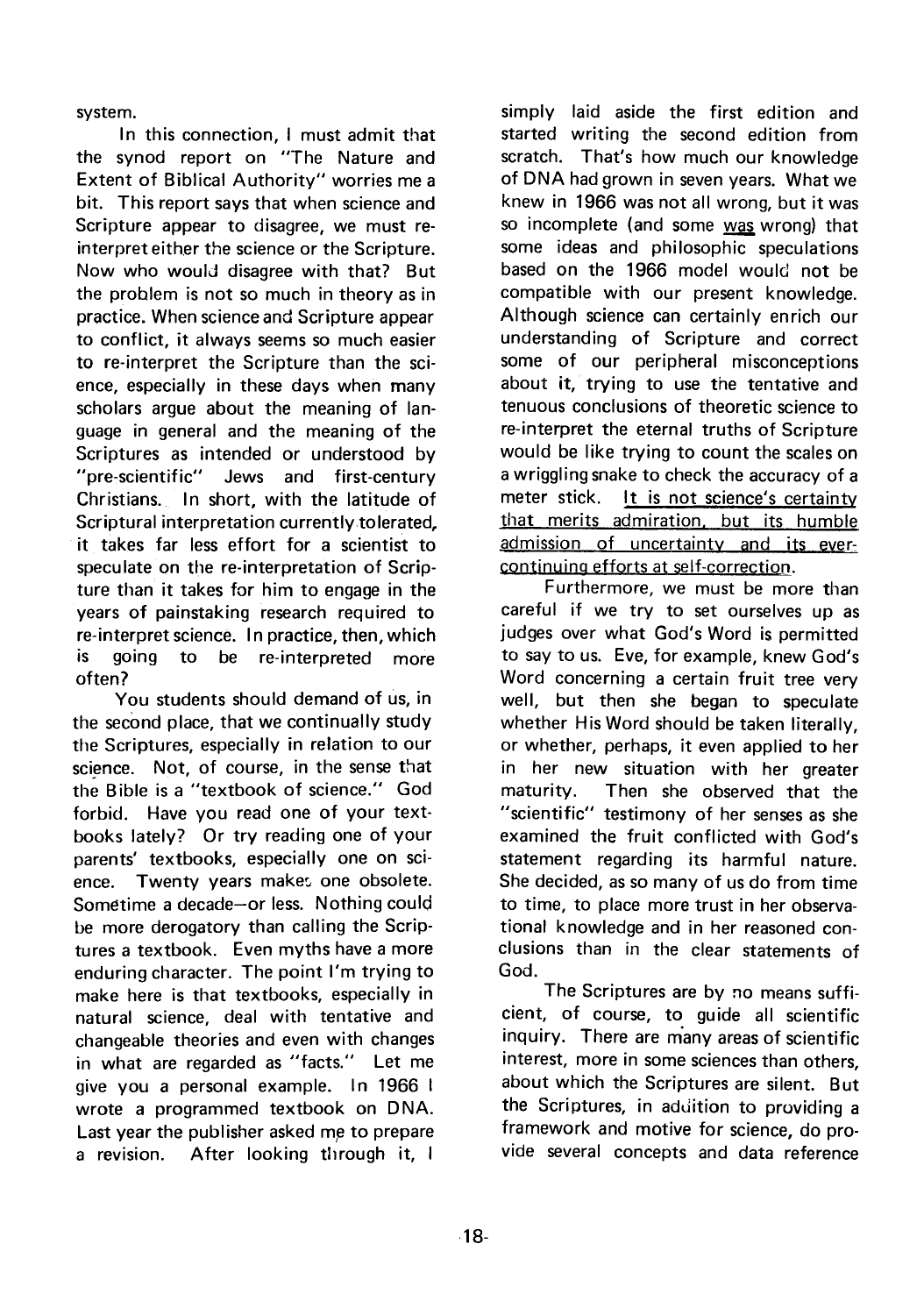system.

In this connection, I must admit that the synod report on "The Nature and Extent of Biblical Authority" worries me a bit. This report says that when science and Scripture appear to disagree, we must re-interpret either the science or the Scripture. Now who would disagree with that? But the problem is not so much in theory as in practice. When science and Scripture appear to conflict, it always seems so much easier to re-interpret the Scripture than the science, especially in these days when many scholars argue about the meaning of language in general and the meaning of the Scriptures as intended or understood by "pre-scientific" Jews and first-century Christians. In short, with the latitude of Scriptural interpretation currently tolerated, it takes far less effort for a scientist to speculate on the re-interpretation of Scripture than it takes for him to engage in the years of painstaking research required to re-interpret science. In practice, then, which is going to be re-interpreted more often?

You students should demand of us, in the second place, that we continually study the Scriptures, especially in relation to our science. Not, of course, in the sense that the Bible is a "textbook of science." God forbid. Have you read one of your textbooks lately? Or try reading one of your parents' textbooks, especially one on science. Twenty years makes one obsolete. Sometime a decade—or less. Nothing could be more derogatory than calling the Scriptures a textbook. Even myths have a more enduring character. The point I'm trying to make here is that textbooks, especially in natural science, deal with tentative and changeable theories and even with changes in what are regarded as "facts." Let me give you a personal example. In 1966 I wrote a programmed textbook on DNA. Last year the publisher asked me to prepare a revision. After looking through it, I simply laid aside the first edition and started writing the second edition from scratch. That's how much our knowledge of DNA had grown in seven years. What we knew in 1966 was not all wrong, but it was so incomplete (and some <u>was</u> wrong) that some ideas and philosophic speculations based on the 1966 model would not be compatible with our present knowledge. Although science can certainly enrich our understanding of Scripture and correct some of our peripheral misconceptions about it, trying to use the tentative and tenuous conclusions of theoretic science to re-interpret the eternal truths of Scripture would be like trying to count the scales on a wriggling snake to check the accuracy of a meter stick. <u>It is not science's certainty that merits admiration, but its humble admission of uncertainty and its ever-continuing efforts at self-correction</u>.

Furthermore, we must be more than careful if we try to set ourselves up as judges over what God's Word is permitted to say to us. Eve, for example, knew God's Word concerning a certain fruit tree very well, but then she began to speculate whether His Word should be taken literally, or whether, perhaps, it even applied to her in her new situation with her greater maturity. Then she observed that the "scientific" testimony of her senses as she examined the fruit conflicted with God's statement regarding its harmful nature. She decided, as so many of us do from time to time, to place more trust in her observational knowledge and in her reasoned conclusions than in the clear statements of God.

The Scriptures are by no means sufficient, of course, to guide all scientific inquiry. There are many areas of scientific interest, more in some sciences than others, about which the Scriptures are silent. But the Scriptures, in addition to providing a framework and motive for science, do provide several concepts and data reference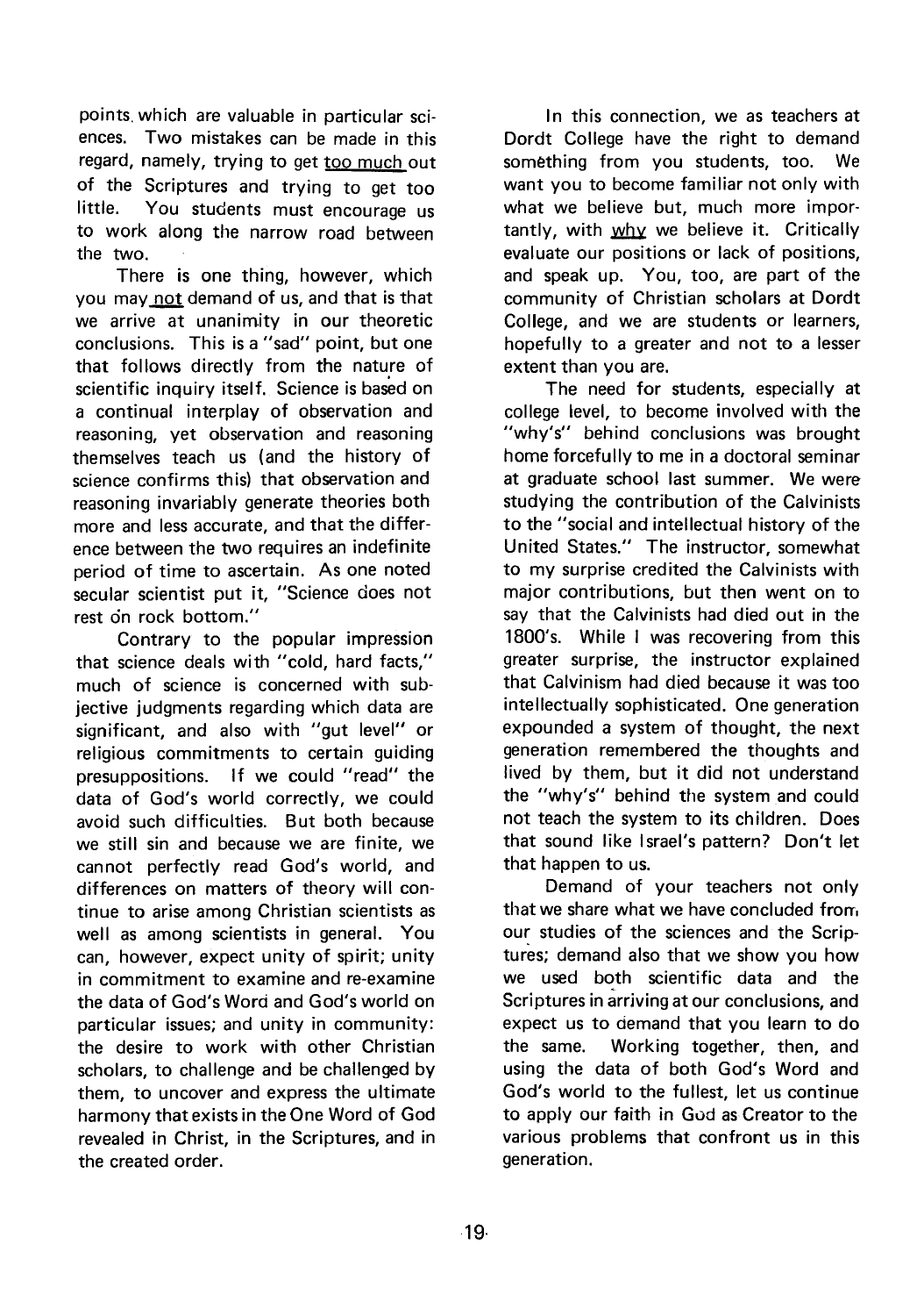points which are valuable in particular sciences. Two mistakes can be made in this regard, namely, trying to get too much out of the Scriptures and trying to get too little. You students must encourage us to work along the narrow road between the two.

There is one thing, however, which you may not demand of us, and that is that we arrive at unanimity in our theoretic conclusions. This is a "sad" point, but one that follows directly from the nature of scientific inquiry itself. Science is based on a continual interplay of observation and reasoning, yet observation and reasoning themselves teach us (and the history of science confirms this) that observation and reasoning invariably generate theories both more and less accurate, and that the difference between the two requires an indefinite period of time to ascertain. As one noted secular scientist put it, "Science does not rest on rock bottom."

Contrary to the popular impression that science deals with "cold, hard facts," much of science is concerned with subjective judgments regarding which data are significant, and also with "gut level" or religious commitments to certain guiding presuppositions. If we could "read" the data of God's world correctly, we could avoid such difficulties. But both because we still sin and because we are finite, we cannot perfectly read God's world, and differences on matters of theory will continue to arise among Christian scientists as well as among scientists in general. You can, however, expect unity of spirit; unity in commitment to examine and re-examine the data of God's Word and God's world on particular issues; and unity in community: the desire to work with other Christian scholars, to challenge and be challenged by them, to uncover and express the ultimate harmony that exists in the One Word of God revealed in Christ, in the Scriptures, and in the created order.

In this connection, we as teachers at Dordt College have the right to demand something from you students, too. We want you to become familiar not only with what we believe but, much more importantly, with why we believe it. Critically evaluate our positions or lack of positions, and speak up. You, too, are part of the community of Christian scholars at Dordt College, and we are students or learners, hopefully to a greater and not to a lesser extent than you are.

The need for students, especially at college level, to become involved with the "why's" behind conclusions was brought home forcefully to me in a doctoral seminar at graduate school last summer. We were studying the contribution of the Calvinists to the "social and intellectual history of the United States." The instructor, somewhat to my surprise credited the Calvinists with major contributions, but then went on to say that the Calvinists had died out in the 1800's. While I was recovering from this greater surprise, the instructor explained that Calvinism had died because it was too intellectually sophisticated. One generation expounded a system of thought, the next generation remembered the thoughts and lived by them, but it did not understand the "why's" behind the system and could not teach the system to its children. Does that sound like Israel's pattern? Don't let that happen to us.

Demand of your teachers not only that we share what we have concluded from our studies of the sciences and the Scriptures; demand also that we show you how we used both scientific data and the Scriptures in arriving at our conclusions, and expect us to demand that you learn to do the same. Working together, then, and using the data of both God's Word and God's world to the fullest, let us continue to apply our faith in God as Creator to the various problems that confront us in this generation.